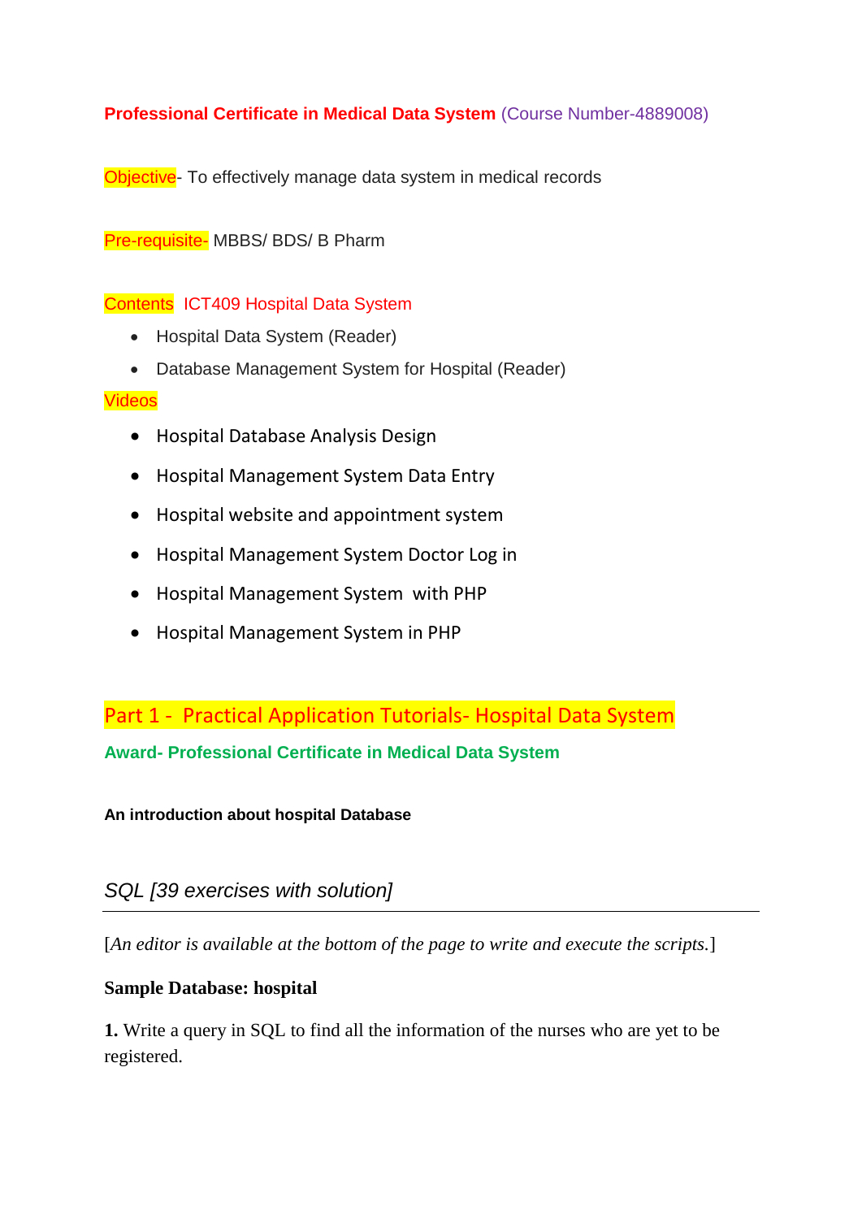**Professional Certificate in Medical Data System** (Course Number-4889008)

Objective- To effectively manage data system in medical records

Pre-requisite- MBBS/ BDS/ B Pharm

Contents ICT409 Hospital Data System

- Hospital Data System (Reader)
- Database Management System for Hospital (Reader)

Videos

- Hospital Database Analysis Design
- Hospital Management System Data Entry
- Hospital website and appointment system
- Hospital Management System Doctor Log in
- Hospital Management System with PHP
- Hospital Management System in PHP

## Part 1 - Practical Application Tutorials- Hospital Data System

**Award- Professional Certificate in Medical Data System**

**An introduction about hospital Database**

### *SQL [39 exercises with solution]*

---

[*An editor is available at the bottom of the page to write and execute the scripts.*]

**Sample Database: hospital**

**1.** Write a query in SQL to find all the information of the nurses who are yet to be registered.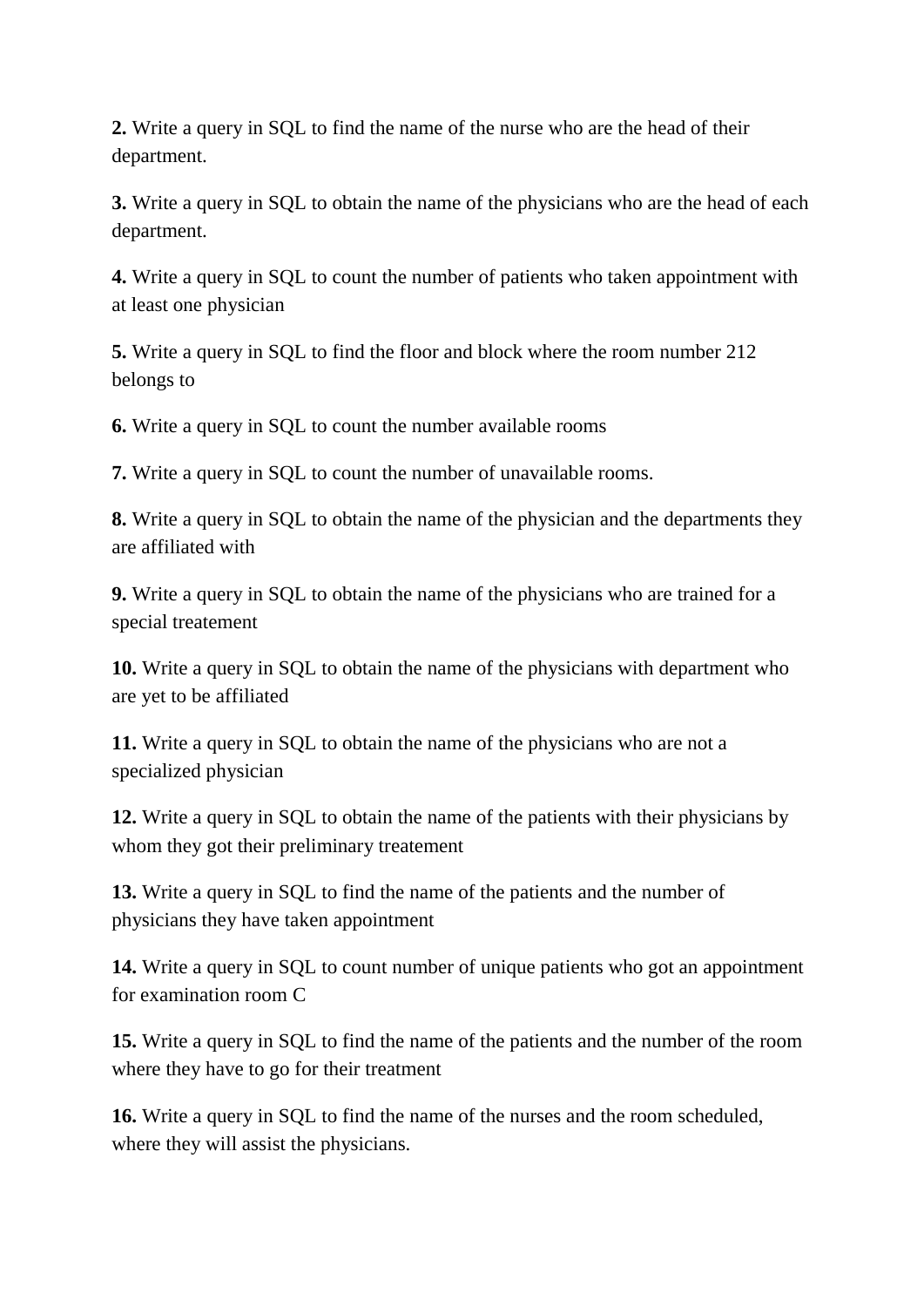**2.** Write a query in SQL to find the name of the nurse who are the head of their department.

**3.** Write a query in SQL to obtain the name of the physicians who are the head of each department.

**4.** Write a query in SQL to count the number of patients who taken appointment with at least one physician

**5.** Write a query in SQL to find the floor and block where the room number 212 belongs to

**6.** Write a query in SQL to count the number available rooms

**7.** Write a query in SQL to count the number of unavailable rooms.

**8.** Write a query in SQL to obtain the name of the physician and the departments they are affiliated with

**9.** Write a query in SQL to obtain the name of the physicians who are trained for a special treatement

**10.** Write a query in SQL to obtain the name of the physicians with department who are yet to be affiliated

**11.** Write a query in SQL to obtain the name of the physicians who are not a specialized physician

**12.** Write a query in SQL to obtain the name of the patients with their physicians by whom they got their preliminary treatement

**13.** Write a query in SQL to find the name of the patients and the number of physicians they have taken appointment

**14.** Write a query in SQL to count number of unique patients who got an appointment for examination room C

**15.** Write a query in SQL to find the name of the patients and the number of the room where they have to go for their treatment

**16.** Write a query in SQL to find the name of the nurses and the room scheduled, where they will assist the physicians.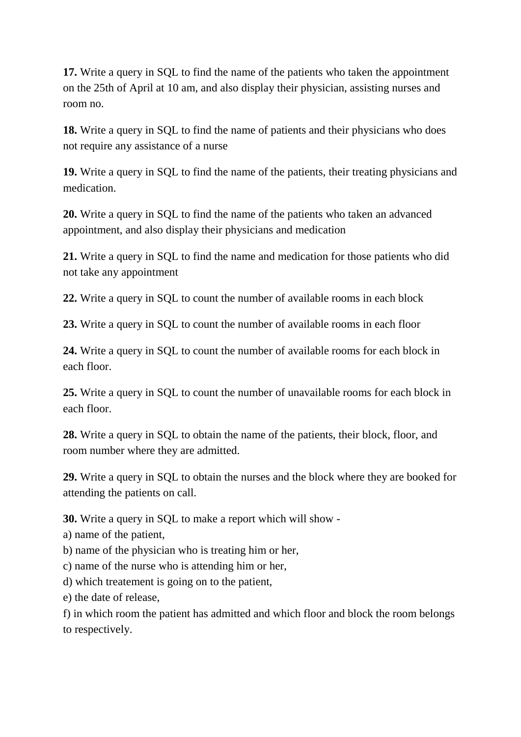**17.** Write a query in SQL to find the name of the patients who taken the appointment on the 25th of April at 10 am, and also display their physician, assisting nurses and room no.

**18.** Write a query in SQL to find the name of patients and their physicians who does not require any assistance of a nurse

**19.** Write a query in SQL to find the name of the patients, their treating physicians and medication.

**20.** Write a query in SQL to find the name of the patients who taken an advanced appointment, and also display their physicians and medication

**21.** Write a query in SQL to find the name and medication for those patients who did not take any appointment

**22.** Write a query in SQL to count the number of available rooms in each block

**23.** Write a query in SQL to count the number of available rooms in each floor

**24.** Write a query in SQL to count the number of available rooms for each block in each floor.

**25.** Write a query in SQL to count the number of unavailable rooms for each block in each floor.

**28.** Write a query in SQL to obtain the name of the patients, their block, floor, and room number where they are admitted.

**29.** Write a query in SQL to obtain the nurses and the block where they are booked for attending the patients on call.

**30.** Write a query in SQL to make a report which will show -
a) name of the patient,
b) name of the physician who is treating him or her,
c) name of the nurse who is attending him or her,
d) which treatement is going on to the patient,
e) the date of release,
f) in which room the patient has admitted and which floor and block the room belongs to respectively.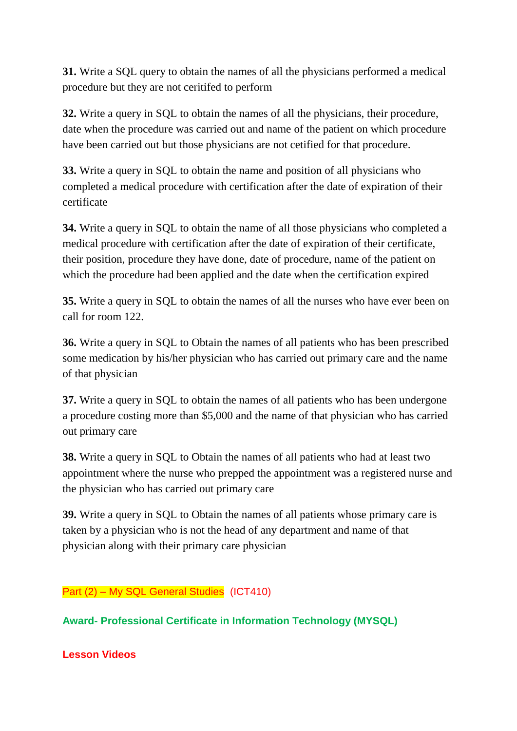**31.** Write a SQL query to obtain the names of all the physicians performed a medical procedure but they are not ceritifed to perform

**32.** Write a query in SQL to obtain the names of all the physicians, their procedure, date when the procedure was carried out and name of the patient on which procedure have been carried out but those physicians are not cetified for that procedure.

**33.** Write a query in SQL to obtain the name and position of all physicians who completed a medical procedure with certification after the date of expiration of their certificate

**34.** Write a query in SQL to obtain the name of all those physicians who completed a medical procedure with certification after the date of expiration of their certificate, their position, procedure they have done, date of procedure, name of the patient on which the procedure had been applied and the date when the certification expired

**35.** Write a query in SQL to obtain the names of all the nurses who have ever been on call for room 122.

**36.** Write a query in SQL to Obtain the names of all patients who has been prescribed some medication by his/her physician who has carried out primary care and the name of that physician

**37.** Write a query in SQL to obtain the names of all patients who has been undergone a procedure costing more than $5,000 and the name of that physician who has carried out primary care

**38.** Write a query in SQL to Obtain the names of all patients who had at least two appointment where the nurse who prepped the appointment was a registered nurse and the physician who has carried out primary care

**39.** Write a query in SQL to Obtain the names of all patients whose primary care is taken by a physician who is not the head of any department and name of that physician along with their primary care physician

Part (2) – My SQL General Studies (ICT410)

**Award- Professional Certificate in Information Technology (MYSQL)**

**Lesson Videos**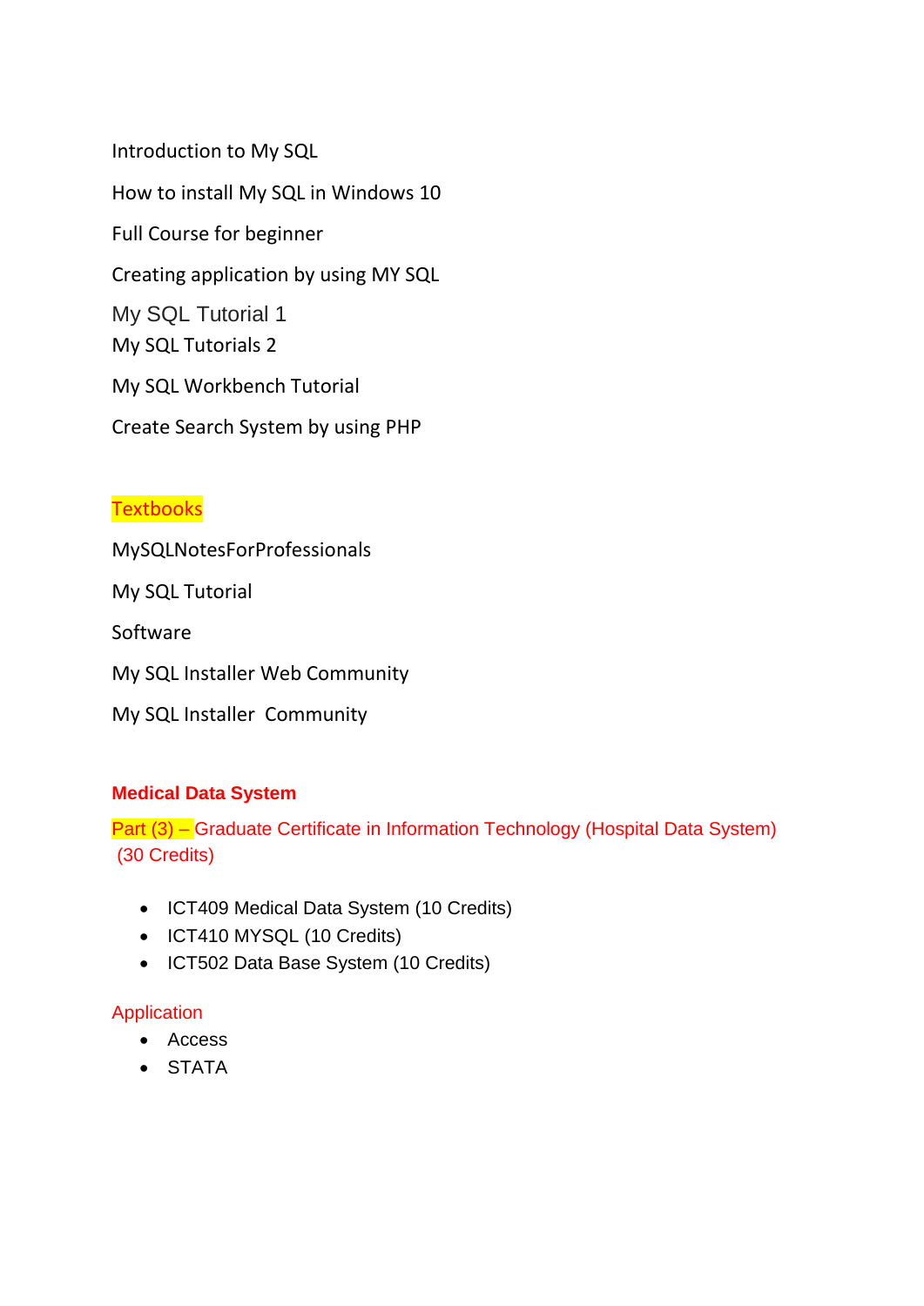Introduction to My SQL

How to install My SQL in Windows 10

Full Course for beginner

Creating application by using MY SQL

My SQL Tutorial 1

My SQL Tutorials 2

My SQL Workbench Tutorial

Create Search System by using PHP

## Textbooks

MySQLNotesForProfessionals

My SQL Tutorial

Software

My SQL Installer Web Community

My SQL Installer  Community

## Medical Data System

### Part (3) – Graduate Certificate in Information Technology (Hospital Data System) (30 Credits)

- ICT409 Medical Data System (10 Credits)
- ICT410 MYSQL (10 Credits)
- ICT502 Data Base System (10 Credits)

### Application

- Access
- STATA